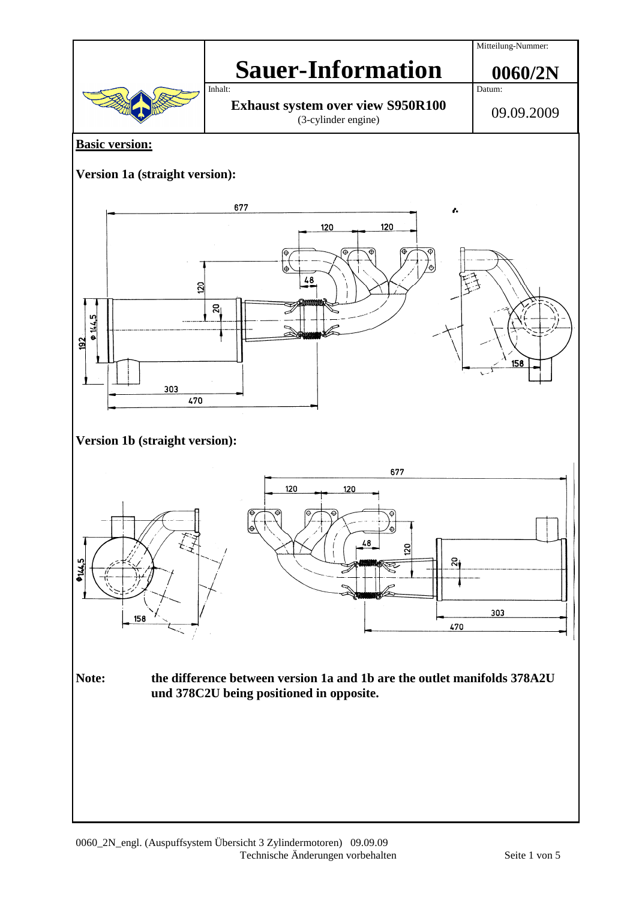| | **Sauer-Information** | Mitteilung-Nummer: **0060/2N** |
|---|---|---|
| | Inhalt: **Exhaust system over view S950R100** (3-cylinder engine) | Datum: 09.09.2009 |

**Basic version:**

**Version 1a (straight version):**

**Version 1b (straight version):**

**Note:** **the difference between version 1a and 1b are the outlet manifolds 378A2U und 378C2U being positioned in opposite.**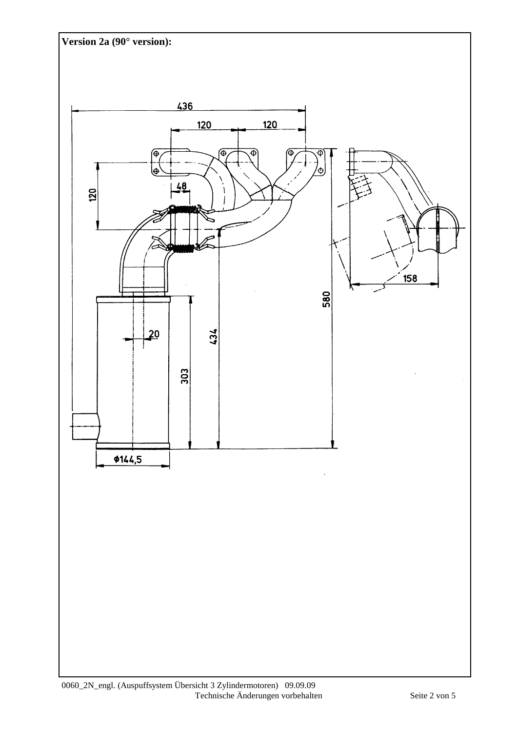**Version 2a (90° version):**

436

120 120

120

48

580

434

303

20

158

Φ144,5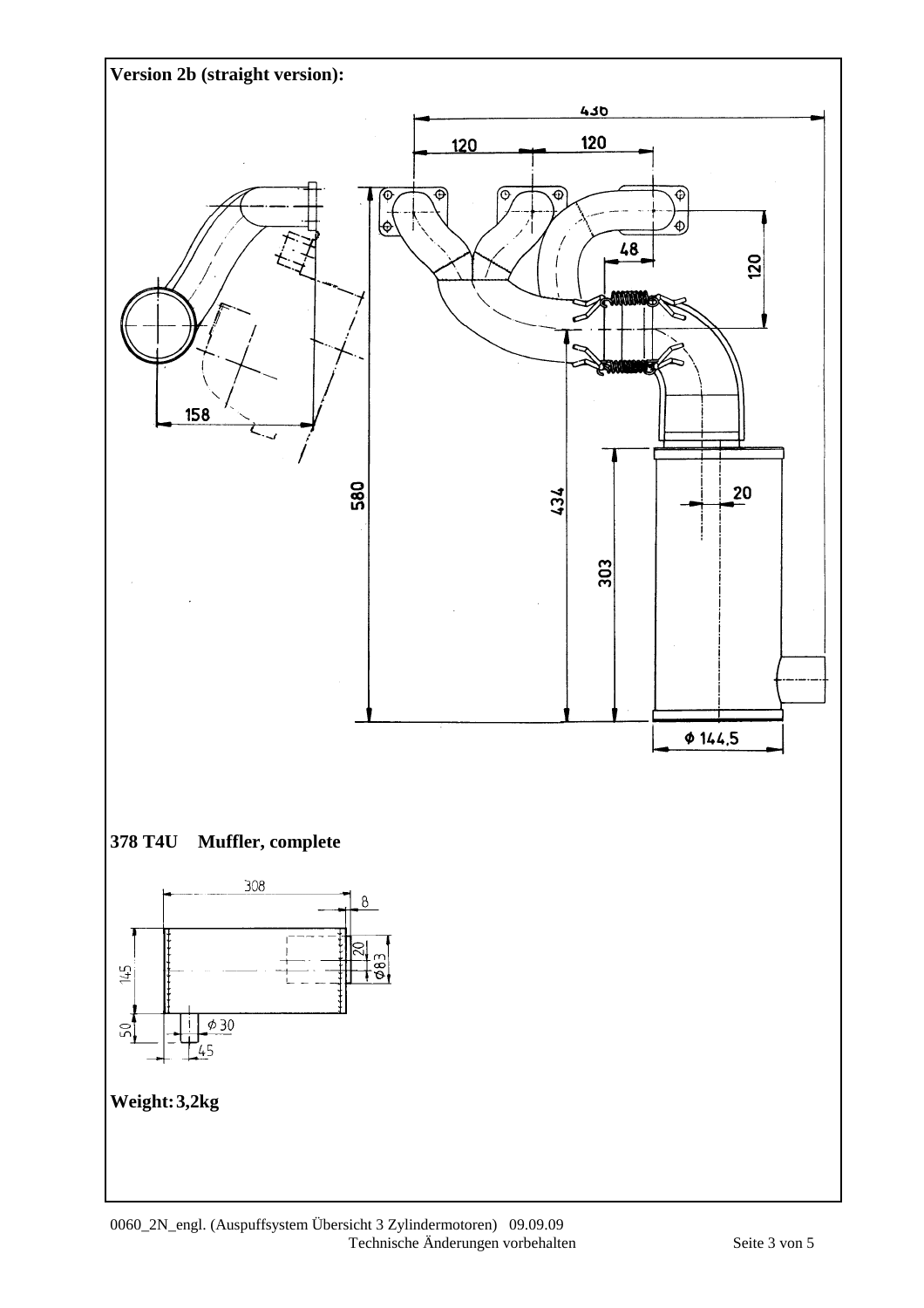**Version 2b (straight version):**

**378 T4U Muffler, complete**

**Weight: 3,2kg**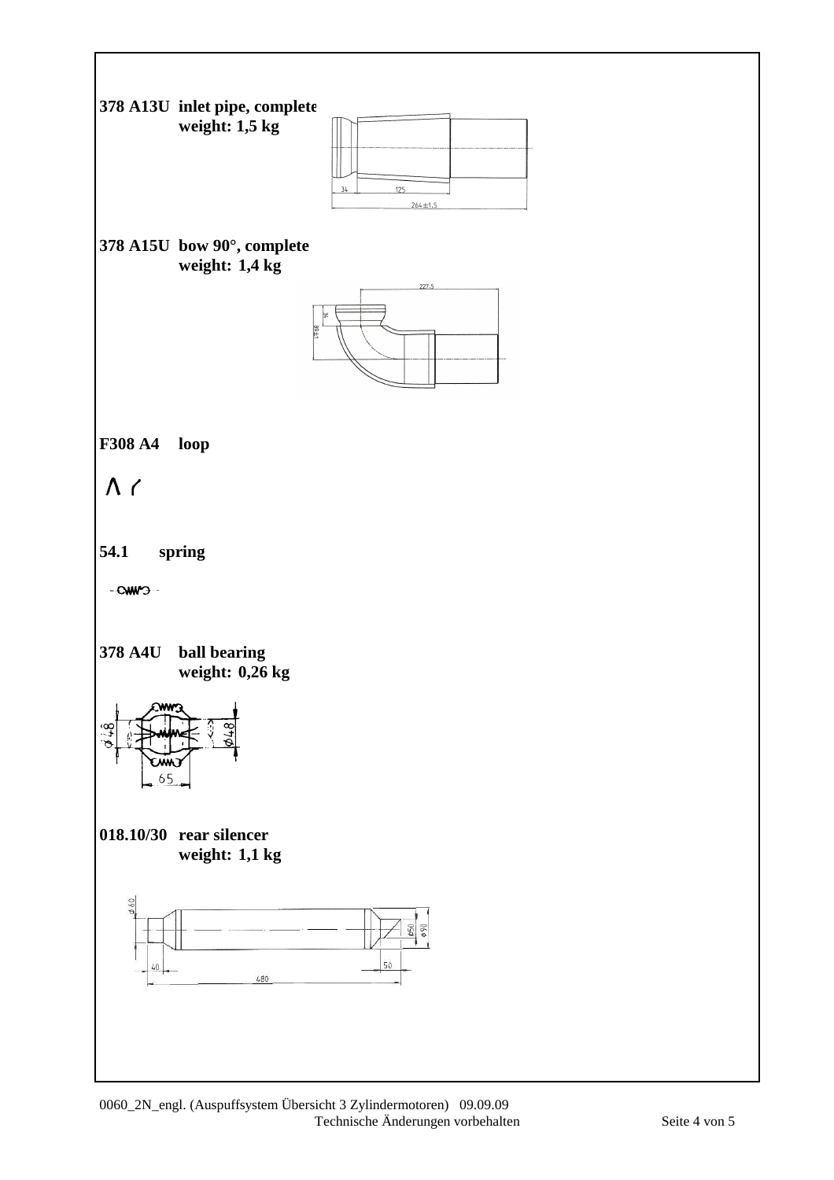**378 A13U** **inlet pipe, complete**
**weight: 1,5 kg**

**378 A15U** **bow 90°, complete**
**weight: 1,4 kg**

**F308 A4** **loop**

**54.1** **spring**

**378 A4U** **ball bearing**
**weight: 0,26 kg**

**018.10/30** **rear silencer**
**weight: 1,1 kg**

0060_2N_engl. (Auspuffsystem Übersicht 3 Zylindermotoren) 09.09.09
Technische Änderungen vorbehalten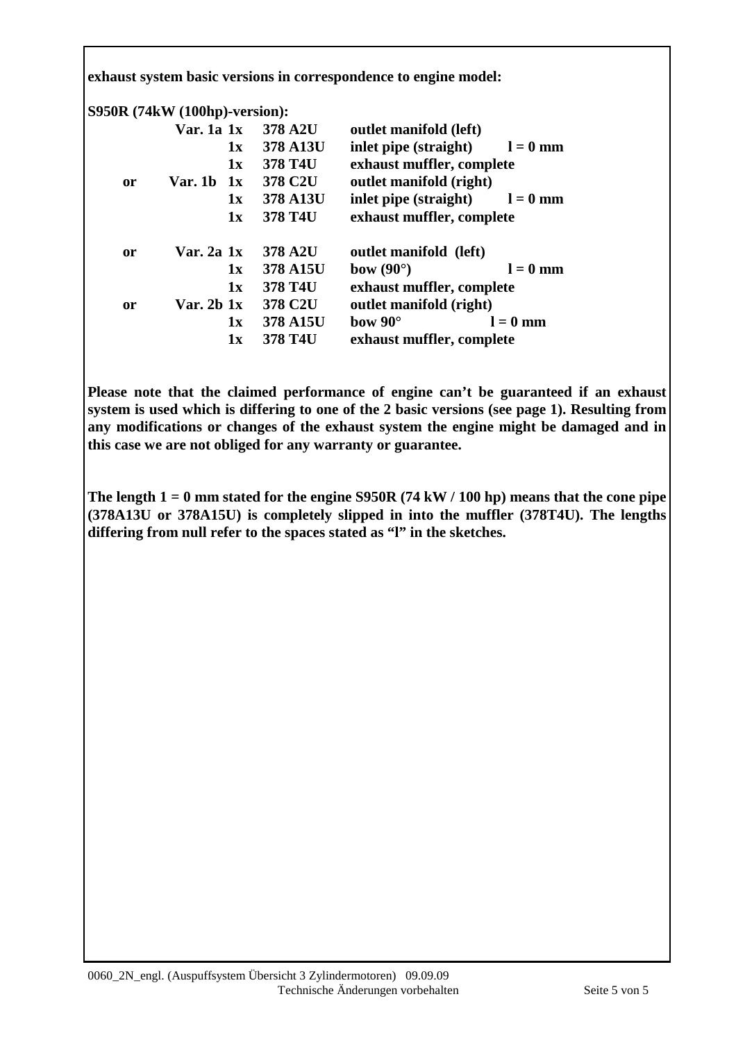**exhaust system basic versions in correspondence to engine model:**

**S950R (74kW (100hp)-version):**

| | | | | | |
|---|---|---|---|---|---|
| | **Var. 1a** | **1x** | **378 A2U** | **outlet manifold (left)** | |
| | | **1x** | **378 A13U** | **inlet pipe (straight)** | **l = 0 mm** |
| | | **1x** | **378 T4U** | **exhaust muffler, complete** | |
| **or** | **Var. 1b** | **1x** | **378 C2U** | **outlet manifold (right)** | |
| | | **1x** | **378 A13U** | **inlet pipe (straight)** | **l = 0 mm** |
| | | **1x** | **378 T4U** | **exhaust muffler, complete** | |
| **or** | **Var. 2a** | **1x** | **378 A2U** | **outlet manifold (left)** | |
| | | **1x** | **378 A15U** | **bow (90°)** | **l = 0 mm** |
| | | **1x** | **378 T4U** | **exhaust muffler, complete** | |
| **or** | **Var. 2b** | **1x** | **378 C2U** | **outlet manifold (right)** | |
| | | **1x** | **378 A15U** | **bow 90°** | **l = 0 mm** |
| | | **1x** | **378 T4U** | **exhaust muffler, complete** | |

**Please note that the claimed performance of engine can't be guaranteed if an exhaust system is used which is differing to one of the 2 basic versions (see page 1). Resulting from any modifications or changes of the exhaust system the engine might be damaged and in this case we are not obliged for any warranty or guarantee.**

**The length 1 = 0 mm stated for the engine S950R (74 kW / 100 hp) means that the cone pipe (378A13U or 378A15U) is completely slipped in into the muffler (378T4U). The lengths differing from null refer to the spaces stated as "l" in the sketches.**

0060_2N_engl. (Auspuffsystem Übersicht 3 Zylindermotoren) 09.09.09
Technische Änderungen vorbehalten